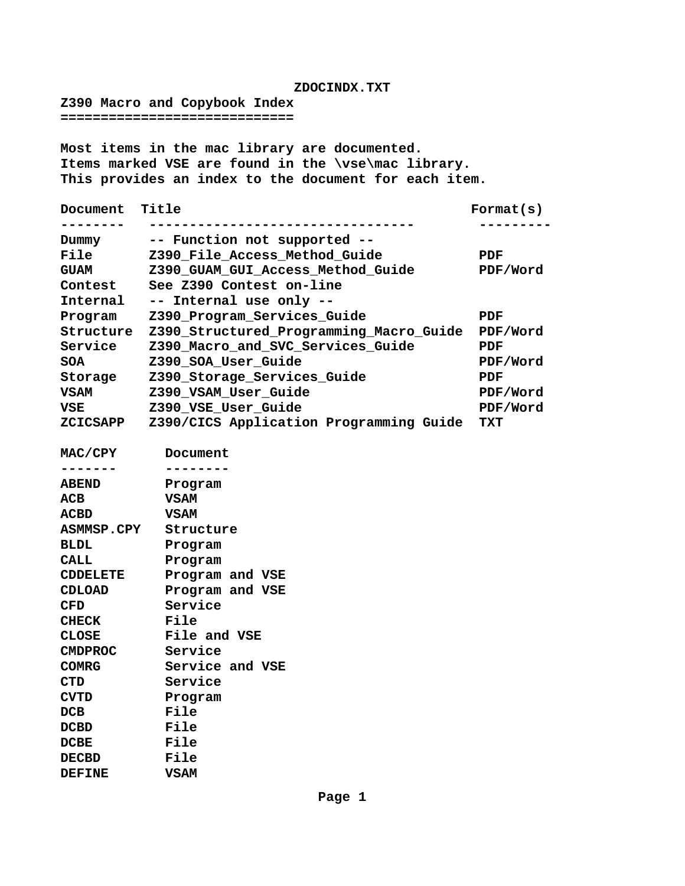ZDOCINDX.TXT

# Z390 Macro and Copybook Index

Most items in the mac library are documented.
Items marked VSE are found in the \vse\mac library.
This provides an index to the document for each item.

| Document | Title | Format(s) |
|---|---|---|
| Dummy | -- Function not supported -- | |
| File | Z390_File_Access_Method_Guide | PDF |
| GUAM | Z390_GUAM_GUI_Access_Method_Guide | PDF/Word |
| Contest | See Z390 Contest on-line | |
| Internal | -- Internal use only -- | |
| Program | Z390_Program_Services_Guide | PDF |
| Structure | Z390_Structured_Programming_Macro_Guide | PDF/Word |
| Service | Z390_Macro_and_SVC_Services_Guide | PDF |
| SOA | Z390_SOA_User_Guide | PDF/Word |
| Storage | Z390_Storage_Services_Guide | PDF |
| VSAM | Z390_VSAM_User_Guide | PDF/Word |
| VSE | Z390_VSE_User_Guide | PDF/Word |
| ZCICSAPP | Z390/CICS Application Programming Guide | TXT |

| MAC/CPY | Document |
|---|---|
| ABEND | Program |
| ACB | VSAM |
| ACBD | VSAM |
| ASMMSP.CPY | Structure |
| BLDL | Program |
| CALL | Program |
| CDDELETE | Program and VSE |
| CDLOAD | Program and VSE |
| CFD | Service |
| CHECK | File |
| CLOSE | File and VSE |
| CMDPROC | Service |
| COMRG | Service and VSE |
| CTD | Service |
| CVTD | Program |
| DCB | File |
| DCBD | File |
| DCBE | File |
| DECBD | File |
| DEFINE | VSAM |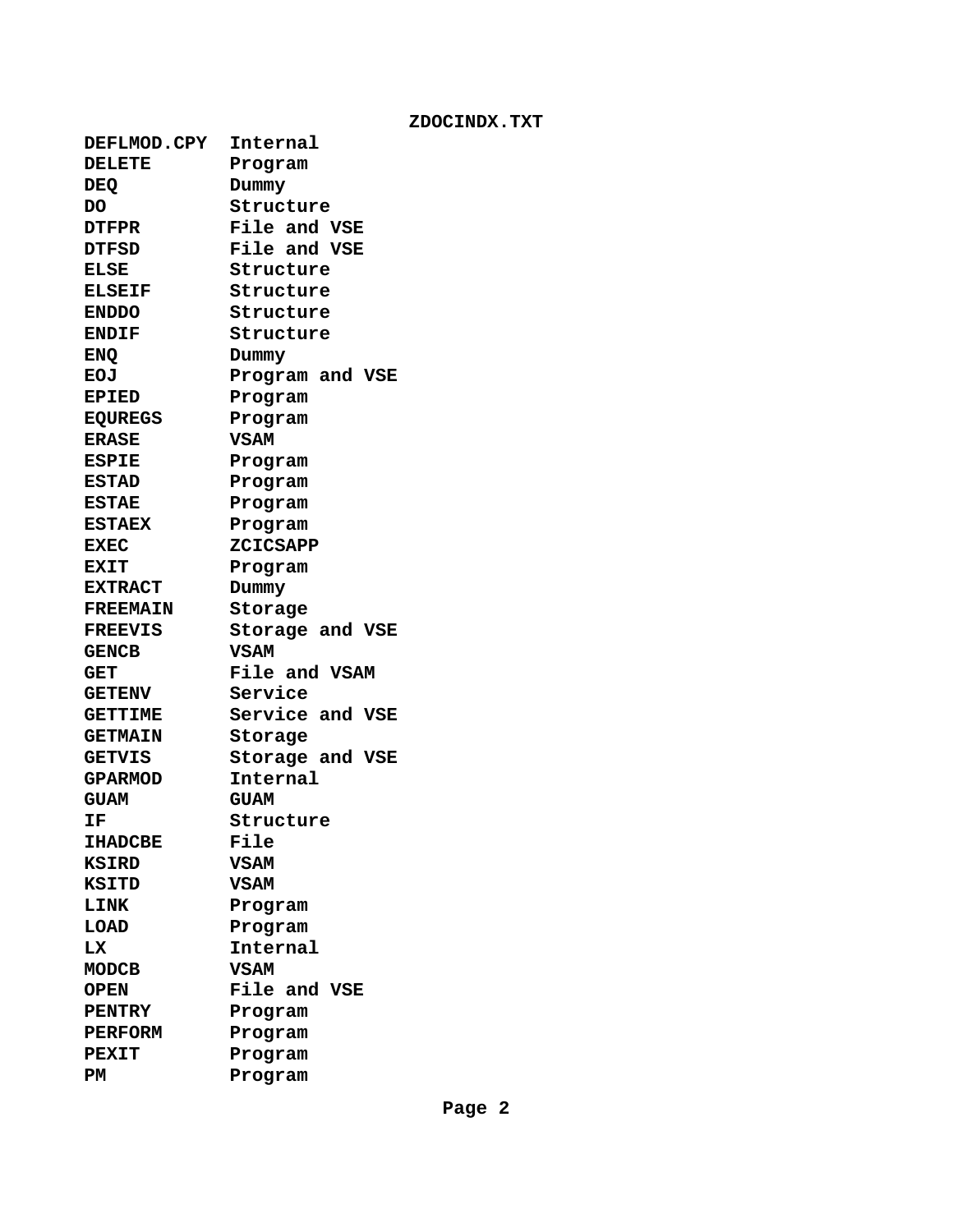**ZDOCINDX.TXT**

```
DEFLMOD.CPY  Internal
DELETE       Program
DEQ          Dummy
DO           Structure
DTFPR        File and VSE
DTFSD        File and VSE
ELSE         Structure
ELSEIF       Structure
ENDDO        Structure
ENDIF        Structure
ENQ          Dummy
EOJ          Program and VSE
EPIED        Program
EQUREGS      Program
ERASE        VSAM
ESPIE        Program
ESTAD        Program
ESTAE        Program
ESTAEX       Program
EXEC         ZCICSAPP
EXIT         Program
EXTRACT      Dummy
FREEMAIN     Storage
FREEVIS      Storage and VSE
GENCB        VSAM
GET          File and VSAM
GETENV       Service
GETTIME      Service and VSE
GETMAIN      Storage
GETVIS       Storage and VSE
GPARMOD      Internal
GUAM         GUAM
IF           Structure
IHADCBE      File
KSIRD        VSAM
KSITD        VSAM
LINK         Program
LOAD         Program
LX           Internal
MODCB        VSAM
OPEN         File and VSE
PENTRY       Program
PERFORM      Program
PEXIT        Program
PM           Program
```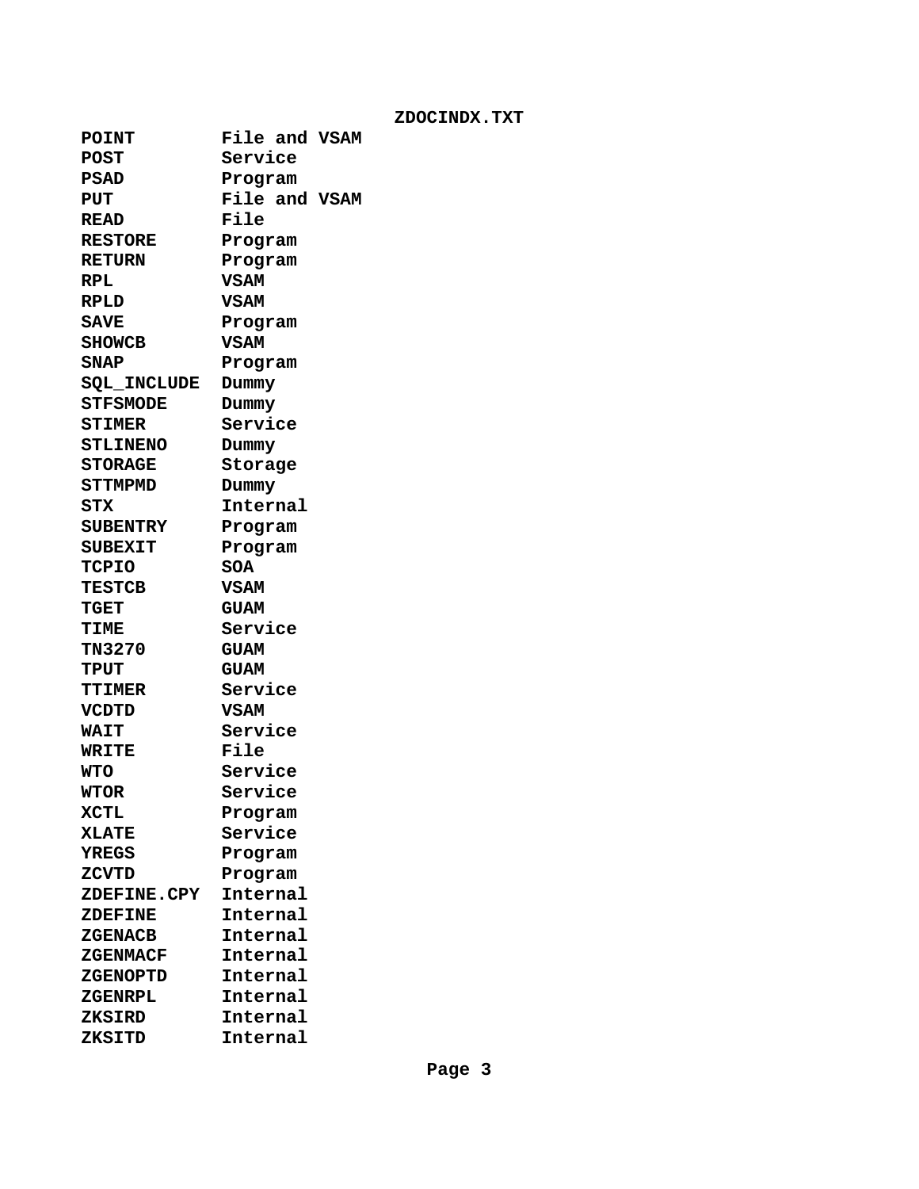ZDOCINDX.TXT

| | |
|---|---|
| POINT | File and VSAM |
| POST | Service |
| PSAD | Program |
| PUT | File and VSAM |
| READ | File |
| RESTORE | Program |
| RETURN | Program |
| RPL | VSAM |
| RPLD | VSAM |
| SAVE | Program |
| SHOWCB | VSAM |
| SNAP | Program |
| SQL_INCLUDE | Dummy |
| STFSMODE | Dummy |
| STIMER | Service |
| STLINENO | Dummy |
| STORAGE | Storage |
| STTMPMD | Dummy |
| STX | Internal |
| SUBENTRY | Program |
| SUBEXIT | Program |
| TCPIO | SOA |
| TESTCB | VSAM |
| TGET | GUAM |
| TIME | Service |
| TN3270 | GUAM |
| TPUT | GUAM |
| TTIMER | Service |
| VCDTD | VSAM |
| WAIT | Service |
| WRITE | File |
| WTO | Service |
| WTOR | Service |
| XCTL | Program |
| XLATE | Service |
| YREGS | Program |
| ZCVTD | Program |
| ZDEFINE.CPY | Internal |
| ZDEFINE | Internal |
| ZGENACB | Internal |
| ZGENMACF | Internal |
| ZGENOPTD | Internal |
| ZGENRPL | Internal |
| ZKSIRD | Internal |
| ZKSITD | Internal |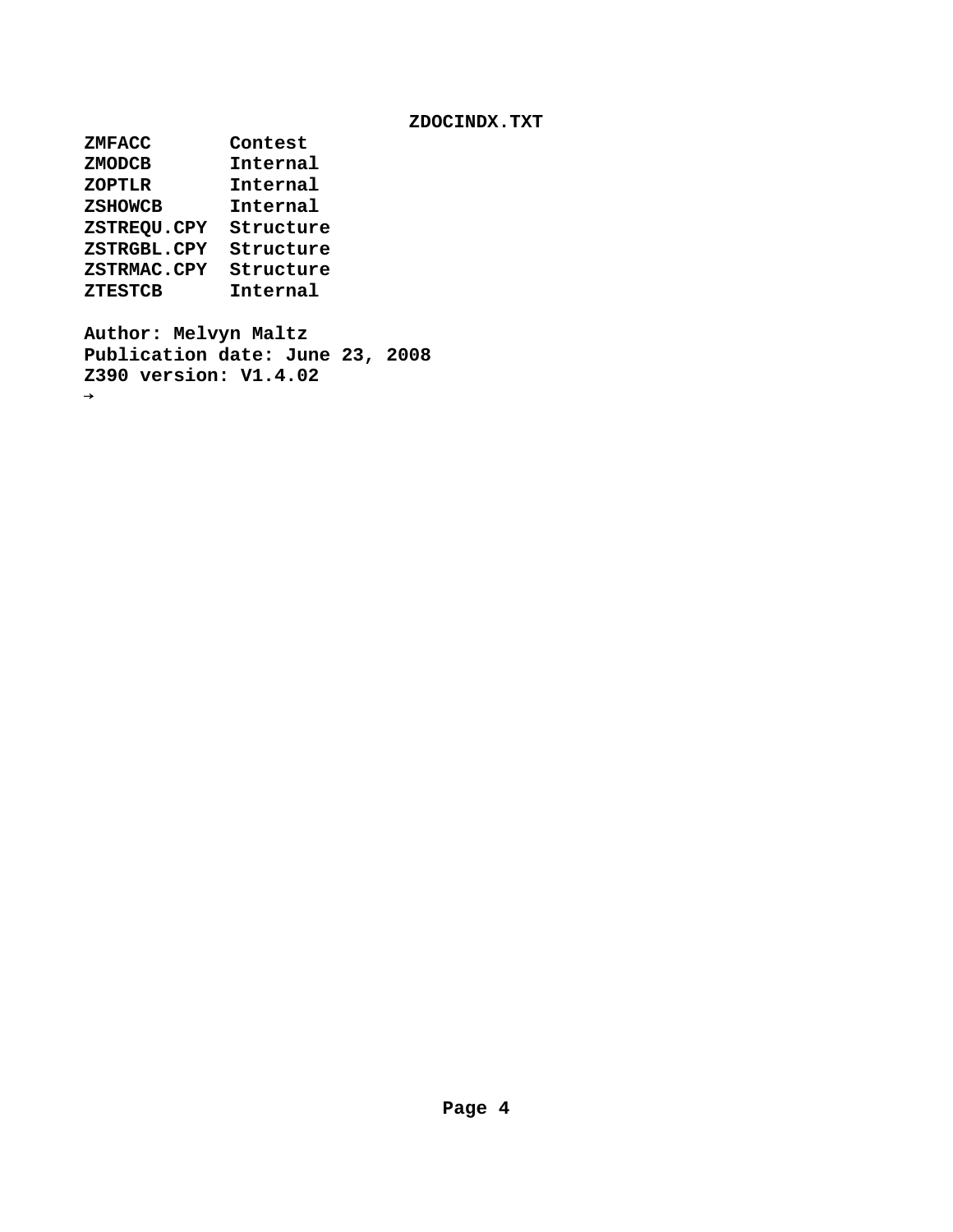**ZDOCINDX.TXT**

| | |
|---|---|
| ZMFACC | Contest |
| ZMODCB | Internal |
| ZOPTLR | Internal |
| ZSHOWCB | Internal |
| ZSTREQU.CPY | Structure |
| ZSTRGBL.CPY | Structure |
| ZSTRMAC.CPY | Structure |
| ZTESTCB | Internal |

**Author: Melvyn Maltz**
**Publication date: June 23, 2008**
**Z390 version: V1.4.02**
→